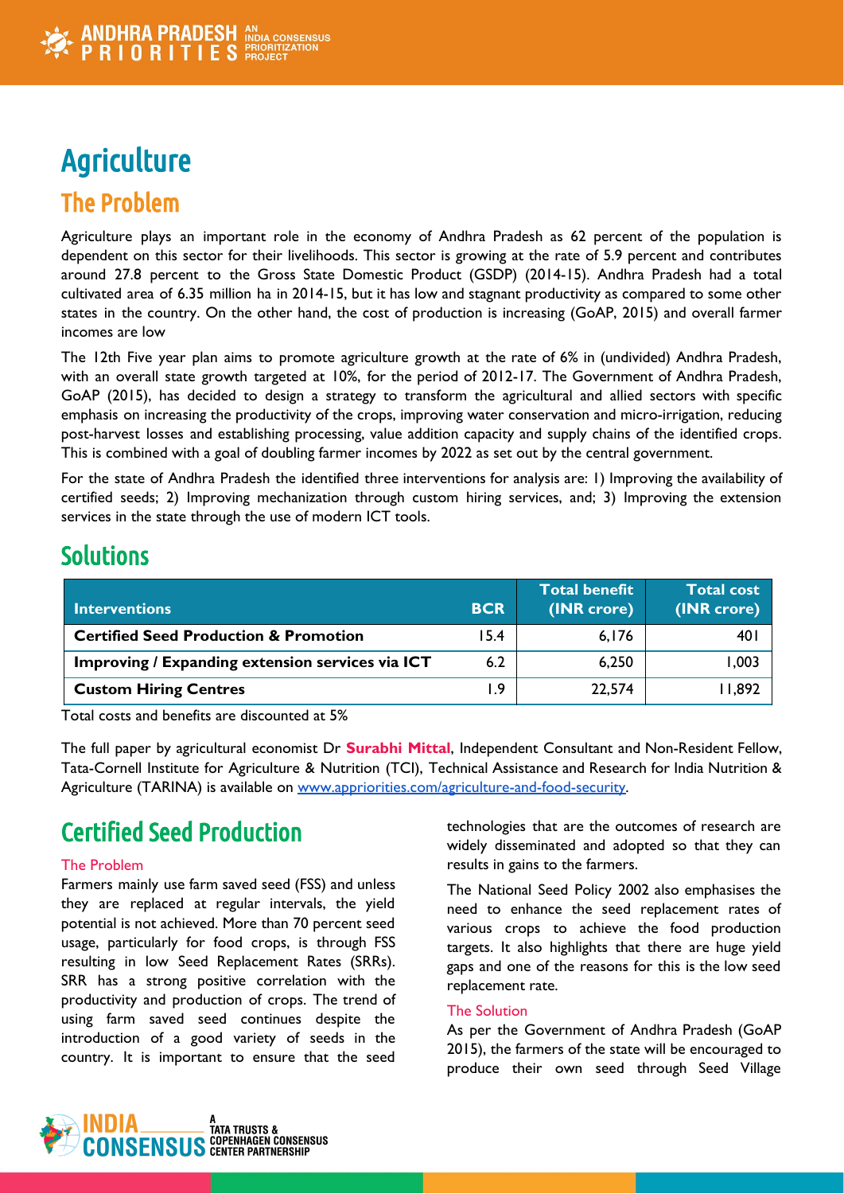# Agriculture

## The Problem

Agriculture plays an important role in the economy of Andhra Pradesh as 62 percent of the population is dependent on this sector for their livelihoods. This sector is growing at the rate of 5.9 percent and contributes around 27.8 percent to the Gross State Domestic Product (GSDP) (2014-15). Andhra Pradesh had a total cultivated area of 6.35 million ha in 2014-15, but it has low and stagnant productivity as compared to some other states in the country. On the other hand, the cost of production is increasing (GoAP, 2015) and overall farmer incomes are low

The 12th Five year plan aims to promote agriculture growth at the rate of 6% in (undivided) Andhra Pradesh, with an overall state growth targeted at 10%, for the period of 2012-17. The Government of Andhra Pradesh, GoAP (2015), has decided to design a strategy to transform the agricultural and allied sectors with specific emphasis on increasing the productivity of the crops, improving water conservation and micro-irrigation, reducing post-harvest losses and establishing processing, value addition capacity and supply chains of the identified crops. This is combined with a goal of doubling farmer incomes by 2022 as set out by the central government.

For the state of Andhra Pradesh the identified three interventions for analysis are: 1) Improving the availability of certified seeds; 2) Improving mechanization through custom hiring services, and; 3) Improving the extension services in the state through the use of modern ICT tools.

## Solutions

| Interventions | BCR | Total benefit (INR crore) | Total cost (INR crore) |
|---|---|---|---|
| **Certified Seed Production & Promotion** | 15.4 | 6,176 | 401 |
| **Improving / Expanding extension services via ICT** | 6.2 | 6,250 | 1,003 |
| **Custom Hiring Centres** | 1.9 | 22,574 | 11,892 |

Total costs and benefits are discounted at 5%

The full paper by agricultural economist Dr **Surabhi Mittal**, Independent Consultant and Non-Resident Fellow, Tata-Cornell Institute for Agriculture & Nutrition (TCI), Technical Assistance and Research for India Nutrition & Agriculture (TARINA) is available on www.appriorities.com/agriculture-and-food-security.

## Certified Seed Production

### The Problem

Farmers mainly use farm saved seed (FSS) and unless they are replaced at regular intervals, the yield potential is not achieved. More than 70 percent seed usage, particularly for food crops, is through FSS resulting in low Seed Replacement Rates (SRRs). SRR has a strong positive correlation with the productivity and production of crops. The trend of using farm saved seed continues despite the introduction of a good variety of seeds in the country. It is important to ensure that the seed technologies that are the outcomes of research are widely disseminated and adopted so that they can results in gains to the farmers.

The National Seed Policy 2002 also emphasises the need to enhance the seed replacement rates of various crops to achieve the food production targets. It also highlights that there are huge yield gaps and one of the reasons for this is the low seed replacement rate.

### The Solution

As per the Government of Andhra Pradesh (GoAP 2015), the farmers of the state will be encouraged to produce their own seed through Seed Village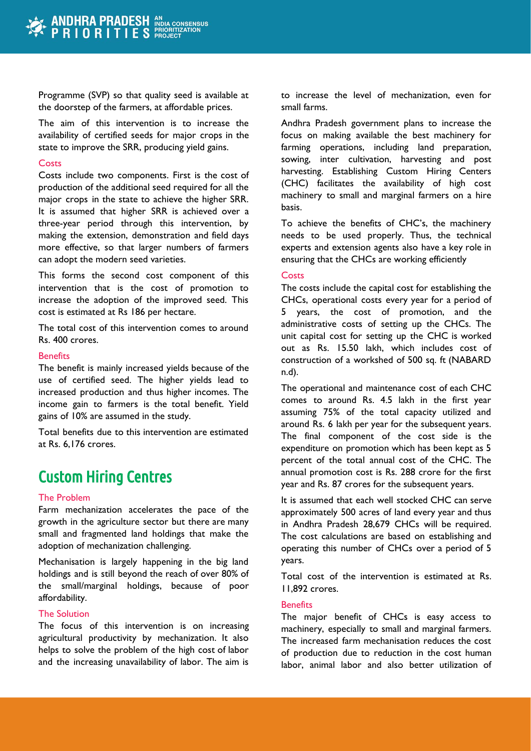Programme (SVP) so that quality seed is available at the doorstep of the farmers, at affordable prices.

The aim of this intervention is to increase the availability of certified seeds for major crops in the state to improve the SRR, producing yield gains.

### Costs

Costs include two components. First is the cost of production of the additional seed required for all the major crops in the state to achieve the higher SRR. It is assumed that higher SRR is achieved over a three-year period through this intervention, by making the extension, demonstration and field days more effective, so that larger numbers of farmers can adopt the modern seed varieties.

This forms the second cost component of this intervention that is the cost of promotion to increase the adoption of the improved seed. This cost is estimated at Rs 186 per hectare.

The total cost of this intervention comes to around Rs. 400 crores.

### Benefits

The benefit is mainly increased yields because of the use of certified seed. The higher yields lead to increased production and thus higher incomes. The income gain to farmers is the total benefit. Yield gains of 10% are assumed in the study.

Total benefits due to this intervention are estimated at Rs. 6,176 crores.

## Custom Hiring Centres

### The Problem

Farm mechanization accelerates the pace of the growth in the agriculture sector but there are many small and fragmented land holdings that make the adoption of mechanization challenging.

Mechanisation is largely happening in the big land holdings and is still beyond the reach of over 80% of the small/marginal holdings, because of poor affordability.

### The Solution

The focus of this intervention is on increasing agricultural productivity by mechanization. It also helps to solve the problem of the high cost of labor and the increasing unavailability of labor. The aim is to increase the level of mechanization, even for small farms.

Andhra Pradesh government plans to increase the focus on making available the best machinery for farming operations, including land preparation, sowing, inter cultivation, harvesting and post harvesting. Establishing Custom Hiring Centers (CHC) facilitates the availability of high cost machinery to small and marginal farmers on a hire basis.

To achieve the benefits of CHC's, the machinery needs to be used properly. Thus, the technical experts and extension agents also have a key role in ensuring that the CHCs are working efficiently

### Costs

The costs include the capital cost for establishing the CHCs, operational costs every year for a period of 5 years, the cost of promotion, and the administrative costs of setting up the CHCs. The unit capital cost for setting up the CHC is worked out as Rs. 15.50 lakh, which includes cost of construction of a workshed of 500 sq. ft (NABARD n.d).

The operational and maintenance cost of each CHC comes to around Rs. 4.5 lakh in the first year assuming 75% of the total capacity utilized and around Rs. 6 lakh per year for the subsequent years. The final component of the cost side is the expenditure on promotion which has been kept as 5 percent of the total annual cost of the CHC. The annual promotion cost is Rs. 288 crore for the first year and Rs. 87 crores for the subsequent years.

It is assumed that each well stocked CHC can serve approximately 500 acres of land every year and thus in Andhra Pradesh 28,679 CHCs will be required. The cost calculations are based on establishing and operating this number of CHCs over a period of 5 years.

Total cost of the intervention is estimated at Rs. 11,892 crores.

### Benefits

The major benefit of CHCs is easy access to machinery, especially to small and marginal farmers. The increased farm mechanisation reduces the cost of production due to reduction in the cost human labor, animal labor and also better utilization of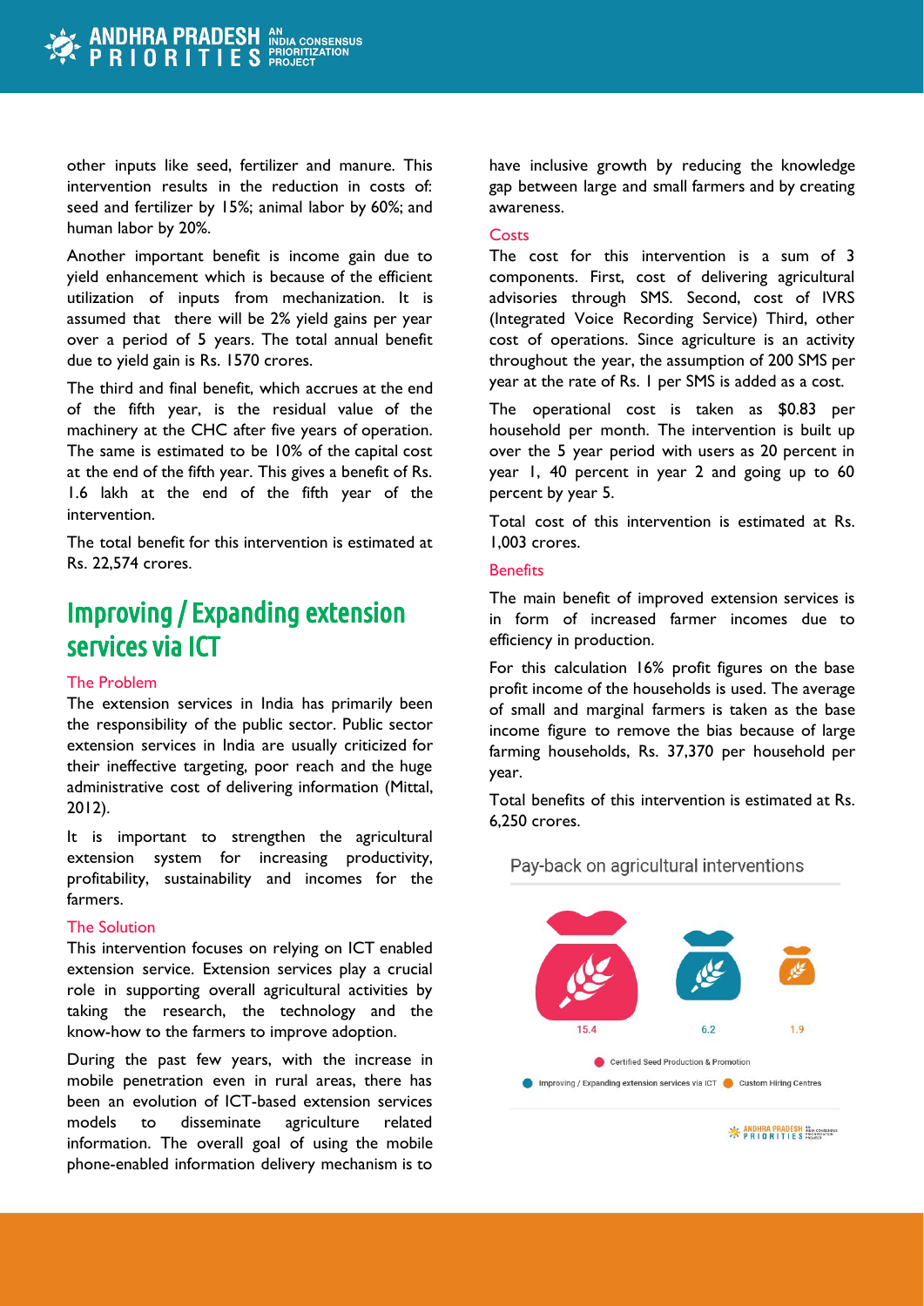other inputs like seed, fertilizer and manure. This intervention results in the reduction in costs of: seed and fertilizer by 15%; animal labor by 60%; and human labor by 20%.

Another important benefit is income gain due to yield enhancement which is because of the efficient utilization of inputs from mechanization. It is assumed that there will be 2% yield gains per year over a period of 5 years. The total annual benefit due to yield gain is Rs. 1570 crores.

The third and final benefit, which accrues at the end of the fifth year, is the residual value of the machinery at the CHC after five years of operation. The same is estimated to be 10% of the capital cost at the end of the fifth year. This gives a benefit of Rs. 1.6 lakh at the end of the fifth year of the intervention.

The total benefit for this intervention is estimated at Rs. 22,574 crores.

## Improving / Expanding extension services via ICT

### The Problem

The extension services in India has primarily been the responsibility of the public sector. Public sector extension services in India are usually criticized for their ineffective targeting, poor reach and the huge administrative cost of delivering information (Mittal, 2012).

It is important to strengthen the agricultural extension system for increasing productivity, profitability, sustainability and incomes for the farmers.

### The Solution

This intervention focuses on relying on ICT enabled extension service. Extension services play a crucial role in supporting overall agricultural activities by taking the research, the technology and the know-how to the farmers to improve adoption.

During the past few years, with the increase in mobile penetration even in rural areas, there has been an evolution of ICT-based extension services models to disseminate agriculture related information. The overall goal of using the mobile phone-enabled information delivery mechanism is to have inclusive growth by reducing the knowledge gap between large and small farmers and by creating awareness.

### Costs

The cost for this intervention is a sum of 3 components. First, cost of delivering agricultural advisories through SMS. Second, cost of IVRS (Integrated Voice Recording Service) Third, other cost of operations. Since agriculture is an activity throughout the year, the assumption of 200 SMS per year at the rate of Rs. 1 per SMS is added as a cost.

The operational cost is taken as $0.83 per household per month. The intervention is built up over the 5 year period with users as 20 percent in year 1, 40 percent in year 2 and going up to 60 percent by year 5.

Total cost of this intervention is estimated at Rs. 1,003 crores.

### Benefits

The main benefit of improved extension services is in form of increased farmer incomes due to efficiency in production.

For this calculation 16% profit figures on the base profit income of the households is used. The average of small and marginal farmers is taken as the base income figure to remove the bias because of large farming households, Rs. 37,370 per household per year.

Total benefits of this intervention is estimated at Rs. 6,250 crores.

Pay-back on agricultural interventions

15.4

6.2

1.9

Certified Seed Production & Promotion

Improving / Expanding extension services via ICT

Custom Hiring Centres